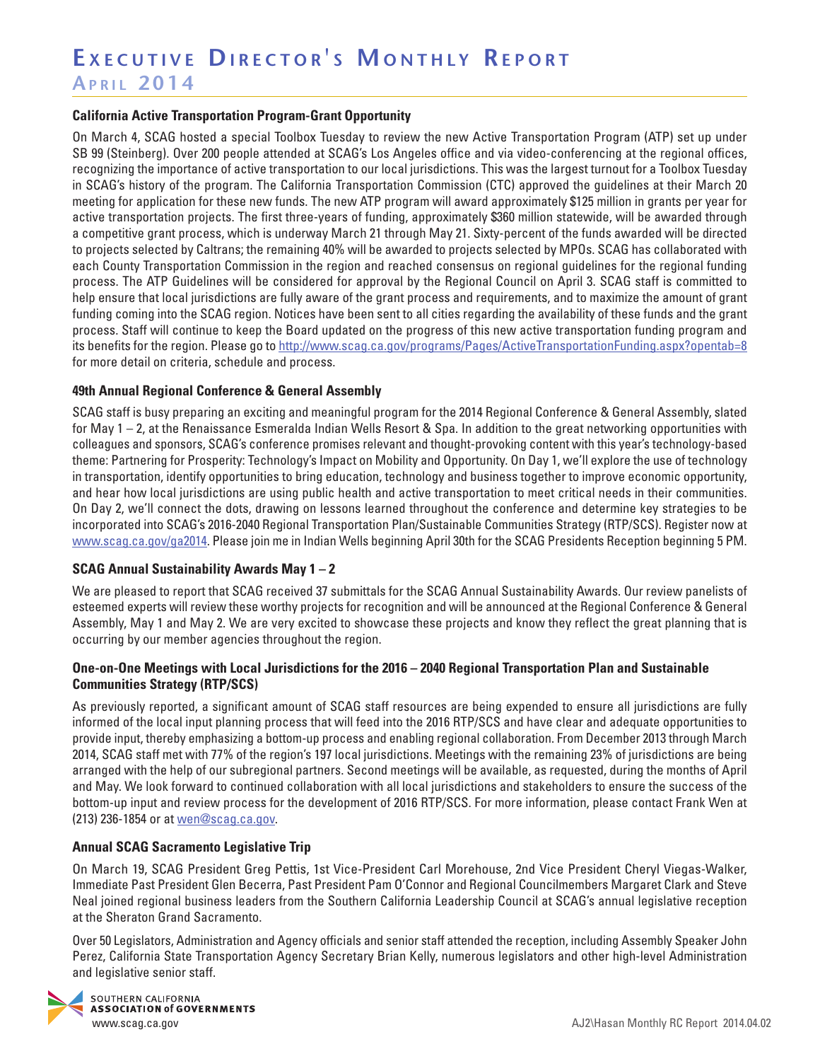# Executive Director's Monthly Report

## April 2014

### California Active Transportation Program-Grant Opportunity

On March 4, SCAG hosted a special Toolbox Tuesday to review the new Active Transportation Program (ATP) set up under SB 99 (Steinberg). Over 200 people attended at SCAG's Los Angeles office and via video-conferencing at the regional offices, recognizing the importance of active transportation to our local jurisdictions. This was the largest turnout for a Toolbox Tuesday in SCAG's history of the program. The California Transportation Commission (CTC) approved the guidelines at their March 20 meeting for application for these new funds. The new ATP program will award approximately $125 million in grants per year for active transportation projects. The first three-years of funding, approximately $360 million statewide, will be awarded through a competitive grant process, which is underway March 21 through May 21. Sixty-percent of the funds awarded will be directed to projects selected by Caltrans; the remaining 40% will be awarded to projects selected by MPOs. SCAG has collaborated with each County Transportation Commission in the region and reached consensus on regional guidelines for the regional funding process. The ATP Guidelines will be considered for approval by the Regional Council on April 3. SCAG staff is committed to help ensure that local jurisdictions are fully aware of the grant process and requirements, and to maximize the amount of grant funding coming into the SCAG region. Notices have been sent to all cities regarding the availability of these funds and the grant process. Staff will continue to keep the Board updated on the progress of this new active transportation funding program and its benefits for the region. Please go to http://www.scag.ca.gov/programs/Pages/ActiveTransportationFunding.aspx?opentab=8 for more detail on criteria, schedule and process.

### 49th Annual Regional Conference & General Assembly

SCAG staff is busy preparing an exciting and meaningful program for the 2014 Regional Conference & General Assembly, slated for May 1 – 2, at the Renaissance Esmeralda Indian Wells Resort & Spa. In addition to the great networking opportunities with colleagues and sponsors, SCAG's conference promises relevant and thought-provoking content with this year's technology-based theme: Partnering for Prosperity: Technology's Impact on Mobility and Opportunity. On Day 1, we'll explore the use of technology in transportation, identify opportunities to bring education, technology and business together to improve economic opportunity, and hear how local jurisdictions are using public health and active transportation to meet critical needs in their communities. On Day 2, we'll connect the dots, drawing on lessons learned throughout the conference and determine key strategies to be incorporated into SCAG's 2016-2040 Regional Transportation Plan/Sustainable Communities Strategy (RTP/SCS). Register now at www.scag.ca.gov/ga2014. Please join me in Indian Wells beginning April 30th for the SCAG Presidents Reception beginning 5 PM.

### SCAG Annual Sustainability Awards May 1 – 2

We are pleased to report that SCAG received 37 submittals for the SCAG Annual Sustainability Awards. Our review panelists of esteemed experts will review these worthy projects for recognition and will be announced at the Regional Conference & General Assembly, May 1 and May 2. We are very excited to showcase these projects and know they reflect the great planning that is occurring by our member agencies throughout the region.

### One-on-One Meetings with Local Jurisdictions for the 2016 – 2040 Regional Transportation Plan and Sustainable Communities Strategy (RTP/SCS)

As previously reported, a significant amount of SCAG staff resources are being expended to ensure all jurisdictions are fully informed of the local input planning process that will feed into the 2016 RTP/SCS and have clear and adequate opportunities to provide input, thereby emphasizing a bottom-up process and enabling regional collaboration. From December 2013 through March 2014, SCAG staff met with 77% of the region's 197 local jurisdictions. Meetings with the remaining 23% of jurisdictions are being arranged with the help of our subregional partners. Second meetings will be available, as requested, during the months of April and May. We look forward to continued collaboration with all local jurisdictions and stakeholders to ensure the success of the bottom-up input and review process for the development of 2016 RTP/SCS. For more information, please contact Frank Wen at (213) 236-1854 or at wen@scag.ca.gov.

### Annual SCAG Sacramento Legislative Trip

On March 19, SCAG President Greg Pettis, 1st Vice-President Carl Morehouse, 2nd Vice President Cheryl Viegas-Walker, Immediate Past President Glen Becerra, Past President Pam O'Connor and Regional Councilmembers Margaret Clark and Steve Neal joined regional business leaders from the Southern California Leadership Council at SCAG's annual legislative reception at the Sheraton Grand Sacramento.

Over 50 Legislators, Administration and Agency officials and senior staff attended the reception, including Assembly Speaker John Perez, California State Transportation Agency Secretary Brian Kelly, numerous legislators and other high-level Administration and legislative senior staff.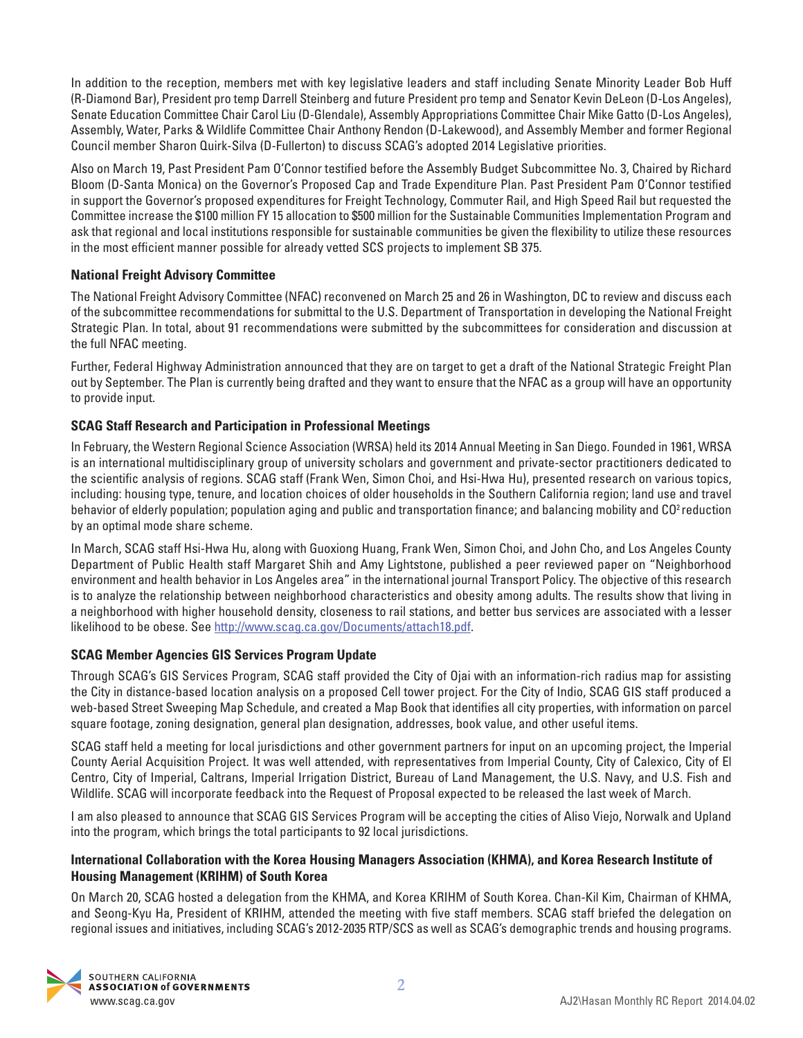In addition to the reception, members met with key legislative leaders and staff including Senate Minority Leader Bob Huff (R-Diamond Bar), President pro temp Darrell Steinberg and future President pro temp and Senator Kevin DeLeon (D-Los Angeles), Senate Education Committee Chair Carol Liu (D-Glendale), Assembly Appropriations Committee Chair Mike Gatto (D-Los Angeles), Assembly, Water, Parks & Wildlife Committee Chair Anthony Rendon (D-Lakewood), and Assembly Member and former Regional Council member Sharon Quirk-Silva (D-Fullerton) to discuss SCAG's adopted 2014 Legislative priorities.

Also on March 19, Past President Pam O'Connor testified before the Assembly Budget Subcommittee No. 3, Chaired by Richard Bloom (D-Santa Monica) on the Governor's Proposed Cap and Trade Expenditure Plan. Past President Pam O'Connor testified in support the Governor's proposed expenditures for Freight Technology, Commuter Rail, and High Speed Rail but requested the Committee increase the $100 million FY 15 allocation to $500 million for the Sustainable Communities Implementation Program and ask that regional and local institutions responsible for sustainable communities be given the flexibility to utilize these resources in the most efficient manner possible for already vetted SCS projects to implement SB 375.

### National Freight Advisory Committee

The National Freight Advisory Committee (NFAC) reconvened on March 25 and 26 in Washington, DC to review and discuss each of the subcommittee recommendations for submittal to the U.S. Department of Transportation in developing the National Freight Strategic Plan. In total, about 91 recommendations were submitted by the subcommittees for consideration and discussion at the full NFAC meeting.

Further, Federal Highway Administration announced that they are on target to get a draft of the National Strategic Freight Plan out by September. The Plan is currently being drafted and they want to ensure that the NFAC as a group will have an opportunity to provide input.

### SCAG Staff Research and Participation in Professional Meetings

In February, the Western Regional Science Association (WRSA) held its 2014 Annual Meeting in San Diego. Founded in 1961, WRSA is an international multidisciplinary group of university scholars and government and private-sector practitioners dedicated to the scientific analysis of regions. SCAG staff (Frank Wen, Simon Choi, and Hsi-Hwa Hu), presented research on various topics, including: housing type, tenure, and location choices of older households in the Southern California region; land use and travel behavior of elderly population; population aging and public and transportation finance; and balancing mobility and $CO^2$ reduction by an optimal mode share scheme.

In March, SCAG staff Hsi-Hwa Hu, along with Guoxiong Huang, Frank Wen, Simon Choi, and John Cho, and Los Angeles County Department of Public Health staff Margaret Shih and Amy Lightstone, published a peer reviewed paper on "Neighborhood environment and health behavior in Los Angeles area" in the international journal Transport Policy. The objective of this research is to analyze the relationship between neighborhood characteristics and obesity among adults. The results show that living in a neighborhood with higher household density, closeness to rail stations, and better bus services are associated with a lesser likelihood to be obese. See http://www.scag.ca.gov/Documents/attach18.pdf.

### SCAG Member Agencies GIS Services Program Update

Through SCAG's GIS Services Program, SCAG staff provided the City of Ojai with an information-rich radius map for assisting the City in distance-based location analysis on a proposed Cell tower project. For the City of Indio, SCAG GIS staff produced a web-based Street Sweeping Map Schedule, and created a Map Book that identifies all city properties, with information on parcel square footage, zoning designation, general plan designation, addresses, book value, and other useful items.

SCAG staff held a meeting for local jurisdictions and other government partners for input on an upcoming project, the Imperial County Aerial Acquisition Project. It was well attended, with representatives from Imperial County, City of Calexico, City of El Centro, City of Imperial, Caltrans, Imperial Irrigation District, Bureau of Land Management, the U.S. Navy, and U.S. Fish and Wildlife. SCAG will incorporate feedback into the Request of Proposal expected to be released the last week of March.

I am also pleased to announce that SCAG GIS Services Program will be accepting the cities of Aliso Viejo, Norwalk and Upland into the program, which brings the total participants to 92 local jurisdictions.

### International Collaboration with the Korea Housing Managers Association (KHMA), and Korea Research Institute of Housing Management (KRIHM) of South Korea

On March 20, SCAG hosted a delegation from the KHMA, and Korea KRIHM of South Korea. Chan-Kil Kim, Chairman of KHMA, and Seong-Kyu Ha, President of KRIHM, attended the meeting with five staff members. SCAG staff briefed the delegation on regional issues and initiatives, including SCAG's 2012-2035 RTP/SCS as well as SCAG's demographic trends and housing programs.